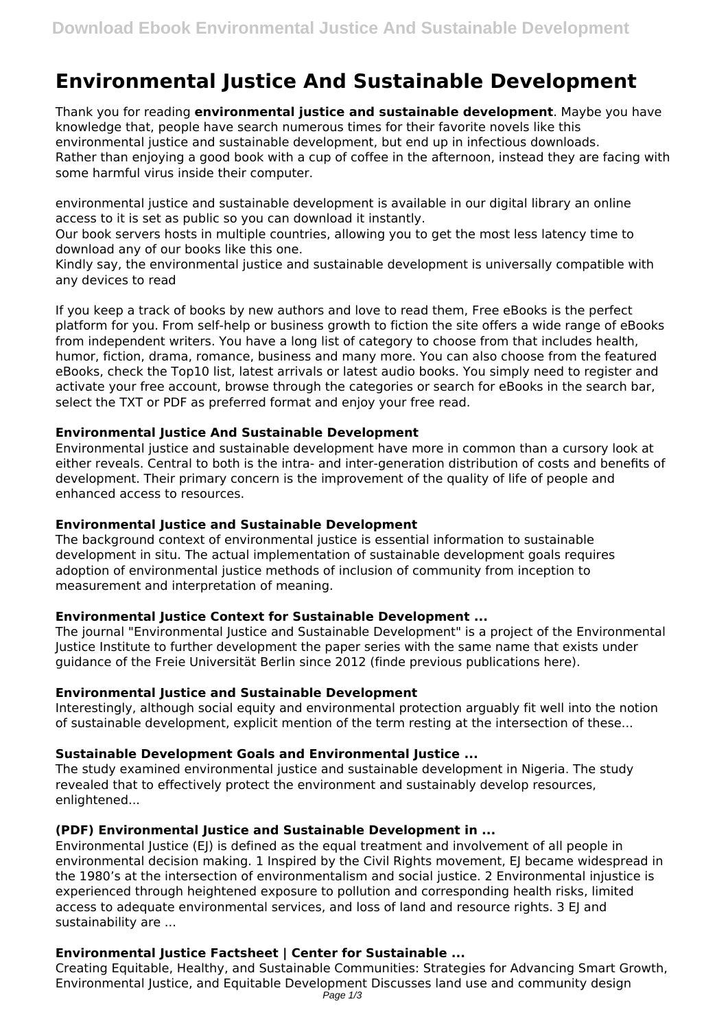# Environmental Justice And Sustainable Development

Thank you for reading **environmental justice and sustainable development**. Maybe you have knowledge that, people have search numerous times for their favorite novels like this environmental justice and sustainable development, but end up in infectious downloads. Rather than enjoying a good book with a cup of coffee in the afternoon, instead they are facing with some harmful virus inside their computer.

environmental justice and sustainable development is available in our digital library an online access to it is set as public so you can download it instantly.
Our book servers hosts in multiple countries, allowing you to get the most less latency time to download any of our books like this one.
Kindly say, the environmental justice and sustainable development is universally compatible with any devices to read

If you keep a track of books by new authors and love to read them, Free eBooks is the perfect platform for you. From self-help or business growth to fiction the site offers a wide range of eBooks from independent writers. You have a long list of category to choose from that includes health, humor, fiction, drama, romance, business and many more. You can also choose from the featured eBooks, check the Top10 list, latest arrivals or latest audio books. You simply need to register and activate your free account, browse through the categories or search for eBooks in the search bar, select the TXT or PDF as preferred format and enjoy your free read.

### Environmental Justice And Sustainable Development

Environmental justice and sustainable development have more in common than a cursory look at either reveals. Central to both is the intra- and inter-generation distribution of costs and benefits of development. Their primary concern is the improvement of the quality of life of people and enhanced access to resources.

### Environmental Justice and Sustainable Development

The background context of environmental justice is essential information to sustainable development in situ. The actual implementation of sustainable development goals requires adoption of environmental justice methods of inclusion of community from inception to measurement and interpretation of meaning.

### Environmental Justice Context for Sustainable Development ...

The journal "Environmental Justice and Sustainable Development" is a project of the Environmental Justice Institute to further development the paper series with the same name that exists under guidance of the Freie Universität Berlin since 2012 (finde previous publications here).

### Environmental Justice and Sustainable Development

Interestingly, although social equity and environmental protection arguably fit well into the notion of sustainable development, explicit mention of the term resting at the intersection of these...

### Sustainable Development Goals and Environmental Justice ...

The study examined environmental justice and sustainable development in Nigeria. The study revealed that to effectively protect the environment and sustainably develop resources, enlightened...

### (PDF) Environmental Justice and Sustainable Development in ...

Environmental Justice (EJ) is defined as the equal treatment and involvement of all people in environmental decision making. 1 Inspired by the Civil Rights movement, EJ became widespread in the 1980's at the intersection of environmentalism and social justice. 2 Environmental injustice is experienced through heightened exposure to pollution and corresponding health risks, limited access to adequate environmental services, and loss of land and resource rights. 3 EJ and sustainability are ...

### Environmental Justice Factsheet | Center for Sustainable ...

Creating Equitable, Healthy, and Sustainable Communities: Strategies for Advancing Smart Growth, Environmental Justice, and Equitable Development Discusses land use and community design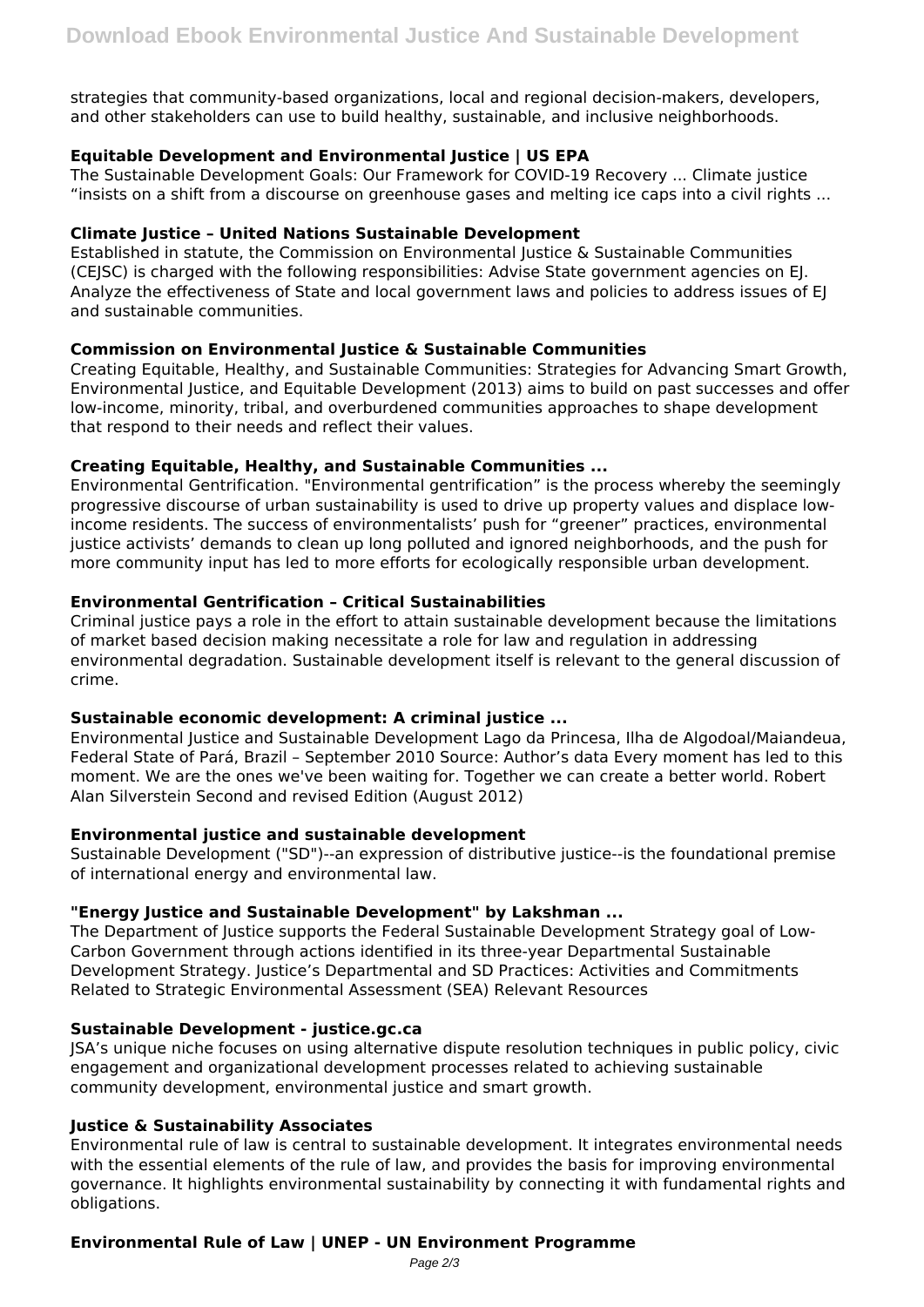strategies that community-based organizations, local and regional decision-makers, developers, and other stakeholders can use to build healthy, sustainable, and inclusive neighborhoods.

### Equitable Development and Environmental Justice | US EPA

The Sustainable Development Goals: Our Framework for COVID-19 Recovery ... Climate justice "insists on a shift from a discourse on greenhouse gases and melting ice caps into a civil rights ...

### Climate Justice – United Nations Sustainable Development

Established in statute, the Commission on Environmental Justice & Sustainable Communities (CEJSC) is charged with the following responsibilities: Advise State government agencies on EJ. Analyze the effectiveness of State and local government laws and policies to address issues of EJ and sustainable communities.

### Commission on Environmental Justice & Sustainable Communities

Creating Equitable, Healthy, and Sustainable Communities: Strategies for Advancing Smart Growth, Environmental Justice, and Equitable Development (2013) aims to build on past successes and offer low-income, minority, tribal, and overburdened communities approaches to shape development that respond to their needs and reflect their values.

### Creating Equitable, Healthy, and Sustainable Communities ...

Environmental Gentrification. "Environmental gentrification" is the process whereby the seemingly progressive discourse of urban sustainability is used to drive up property values and displace low-income residents. The success of environmentalists' push for "greener" practices, environmental justice activists' demands to clean up long polluted and ignored neighborhoods, and the push for more community input has led to more efforts for ecologically responsible urban development.

### Environmental Gentrification – Critical Sustainabilities

Criminal justice pays a role in the effort to attain sustainable development because the limitations of market based decision making necessitate a role for law and regulation in addressing environmental degradation. Sustainable development itself is relevant to the general discussion of crime.

### Sustainable economic development: A criminal justice ...

Environmental Justice and Sustainable Development Lago da Princesa, Ilha de Algodoal/Maiandeua, Federal State of Pará, Brazil – September 2010 Source: Author's data Every moment has led to this moment. We are the ones we've been waiting for. Together we can create a better world. Robert Alan Silverstein Second and revised Edition (August 2012)

### Environmental justice and sustainable development

Sustainable Development ("SD")--an expression of distributive justice--is the foundational premise of international energy and environmental law.

### "Energy Justice and Sustainable Development" by Lakshman ...

The Department of Justice supports the Federal Sustainable Development Strategy goal of Low-Carbon Government through actions identified in its three-year Departmental Sustainable Development Strategy. Justice's Departmental and SD Practices: Activities and Commitments Related to Strategic Environmental Assessment (SEA) Relevant Resources

### Sustainable Development - justice.gc.ca

JSA's unique niche focuses on using alternative dispute resolution techniques in public policy, civic engagement and organizational development processes related to achieving sustainable community development, environmental justice and smart growth.

### Justice & Sustainability Associates

Environmental rule of law is central to sustainable development. It integrates environmental needs with the essential elements of the rule of law, and provides the basis for improving environmental governance. It highlights environmental sustainability by connecting it with fundamental rights and obligations.

### Environmental Rule of Law | UNEP - UN Environment Programme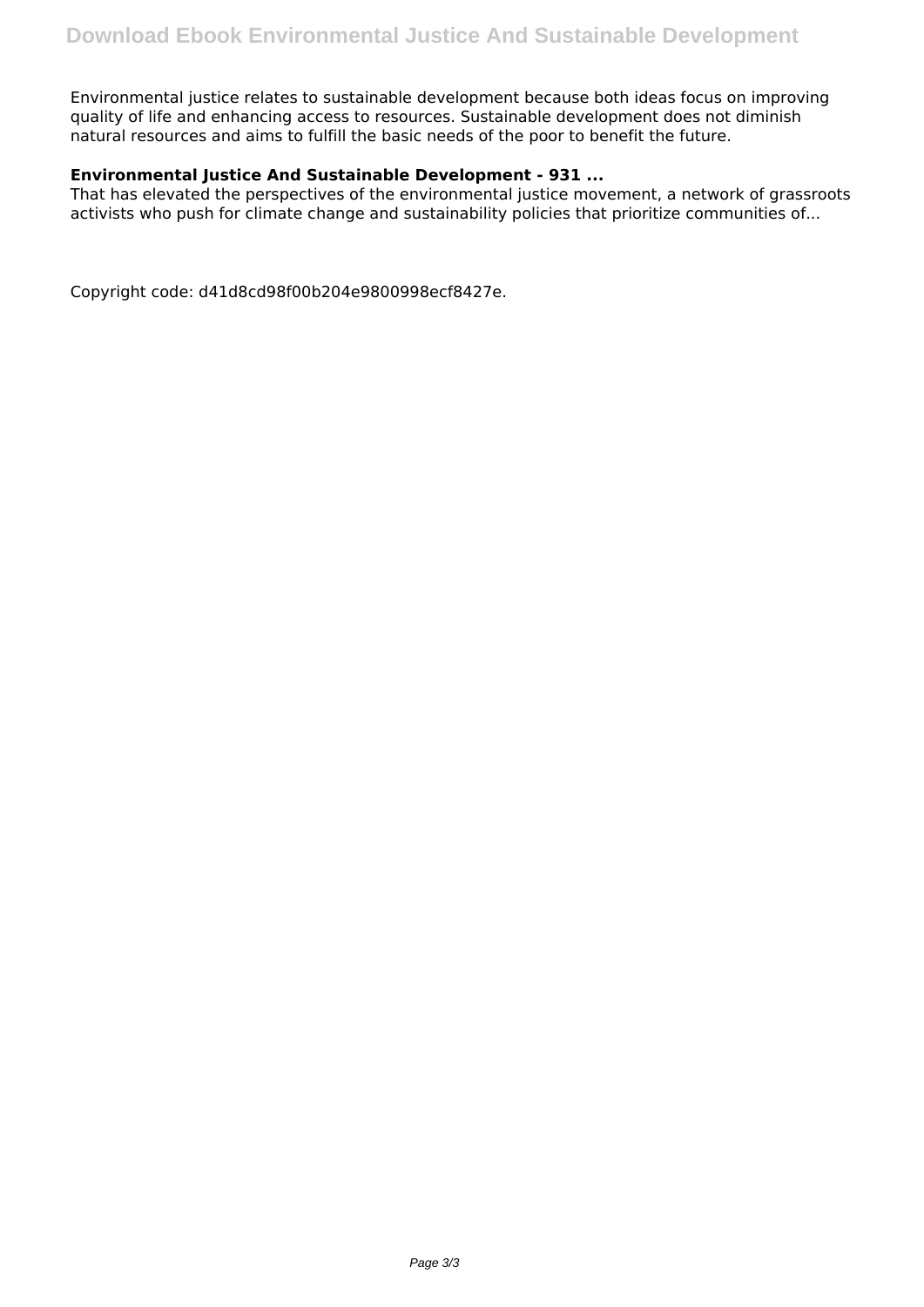Environmental justice relates to sustainable development because both ideas focus on improving quality of life and enhancing access to resources. Sustainable development does not diminish natural resources and aims to fulfill the basic needs of the poor to benefit the future.

**Environmental Justice And Sustainable Development - 931 ...**
That has elevated the perspectives of the environmental justice movement, a network of grassroots activists who push for climate change and sustainability policies that prioritize communities of...

Copyright code: d41d8cd98f00b204e9800998ecf8427e.